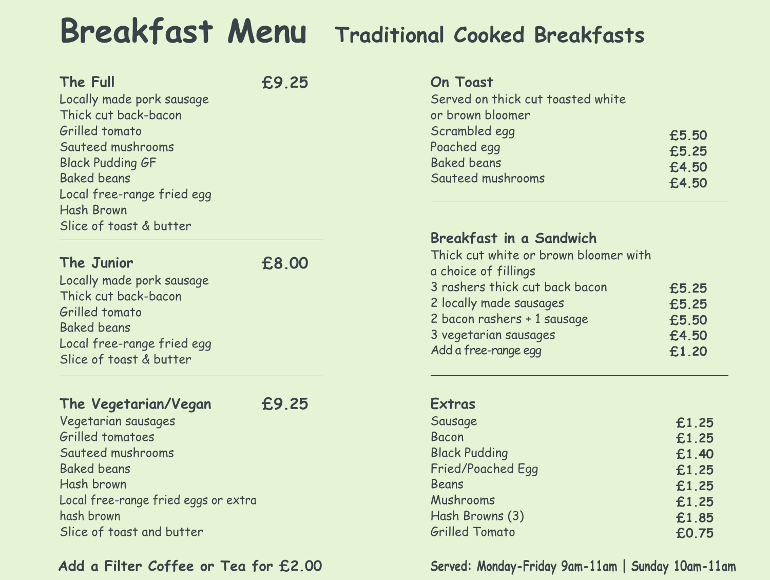# Breakfast Menu

## Traditional Cooked Breakfasts

### The Full — £9.25

- Locally made pork sausage
- Thick cut back-bacon
- Grilled tomato
- Sauteed mushrooms
- Black Pudding GF
- Baked beans
- Local free-range fried egg
- Hash Brown
- Slice of toast & butter

### The Junior — £8.00

- Locally made pork sausage
- Thick cut back-bacon
- Grilled tomato
- Baked beans
- Local free-range fried egg
- Slice of toast & butter

### The Vegetarian/Vegan — £9.25

- Vegetarian sausages
- Grilled tomatoes
- Sauteed mushrooms
- Baked beans
- Hash brown
- Local free-range fried eggs or extra hash brown
- Slice of toast and butter

**Add a Filter Coffee or Tea for £2.00**

### On Toast

Served on thick cut toasted white or brown bloomer

| Item | Price |
|---|---|
| Scrambled egg | £5.50 |
| Poached egg | £5.25 |
| Baked beans | £4.50 |
| Sauteed mushrooms | £4.50 |

### Breakfast in a Sandwich

Thick cut white or brown bloomer with a choice of fillings

| Item | Price |
|---|---|
| 3 rashers thick cut back bacon | £5.25 |
| 2 locally made sausages | £5.25 |
| 2 bacon rashers + 1 sausage | £5.50 |
| 3 vegetarian sausages | £4.50 |
| Add a free-range egg | £1.20 |

### Extras

| Item | Price |
|---|---|
| Sausage | £1.25 |
| Bacon | £1.25 |
| Black Pudding | £1.40 |
| Fried/Poached Egg | £1.25 |
| Beans | £1.25 |
| Mushrooms | £1.25 |
| Hash Browns (3) | £1.85 |
| Grilled Tomato | £0.75 |

**Served: Monday-Friday 9am-11am | Sunday 10am-11am**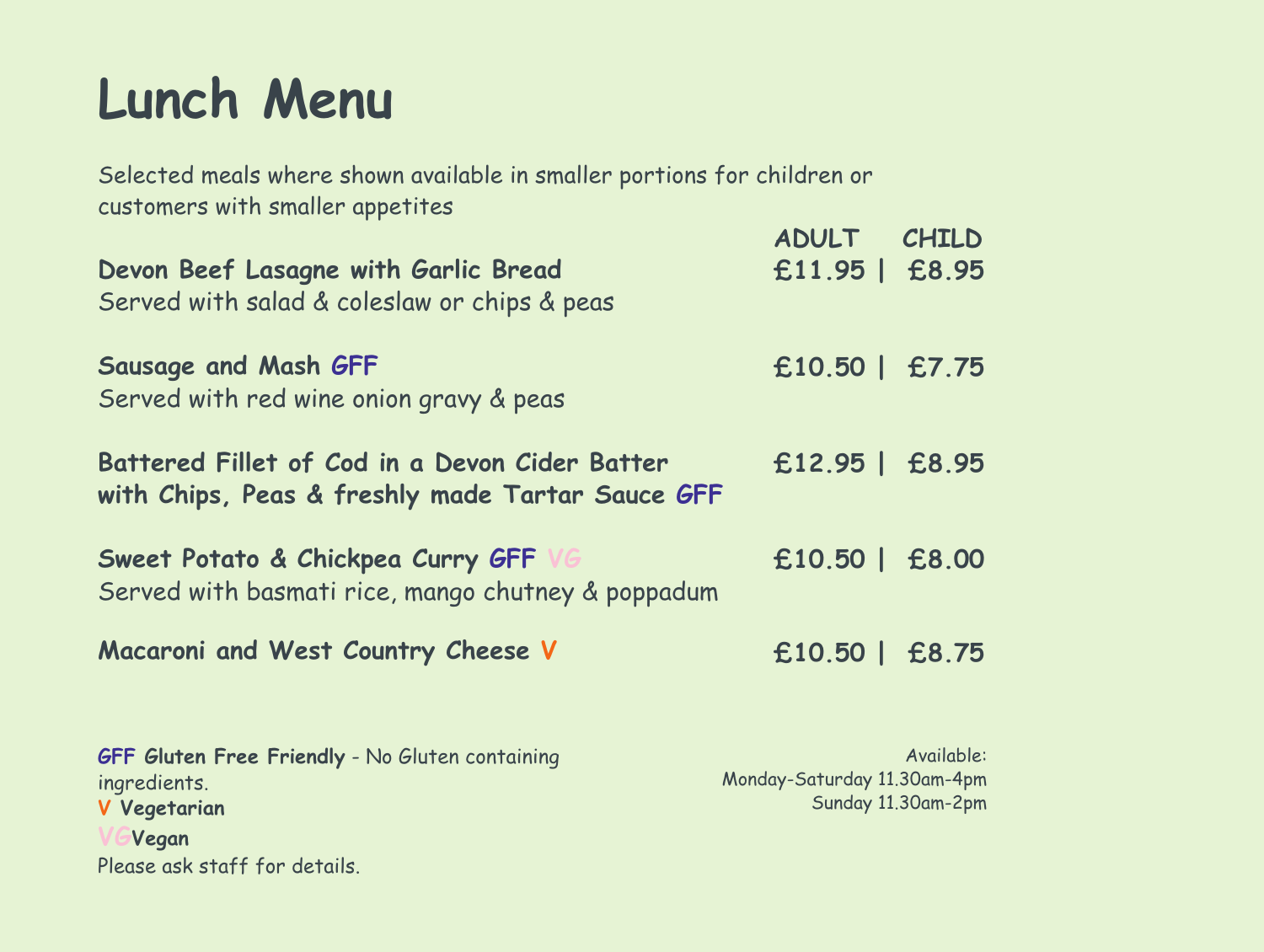# Lunch Menu

Selected meals where shown available in smaller portions for children or customers with smaller appetites

| | ADULT | CHILD |
|---|---|---|
| **Devon Beef Lasagne with Garlic Bread**<br>Served with salad & coleslaw or chips & peas | **£11.95** | **£8.95** |
| **Sausage and Mash GFF**<br>Served with red wine onion gravy & peas | **£10.50** | **£7.75** |
| **Battered Fillet of Cod in a Devon Cider Batter with Chips, Peas & freshly made Tartar Sauce GFF** | **£12.95** | **£8.95** |
| **Sweet Potato & Chickpea Curry GFF VG**<br>Served with basmati rice, mango chutney & poppadum | **£10.50** | **£8.00** |
| **Macaroni and West Country Cheese V** | **£10.50** | **£8.75** |

**GFF Gluten Free Friendly** - No Gluten containing ingredients.
**V Vegetarian**
**VG Vegan**
Please ask staff for details.

Available:
Monday-Saturday 11.30am-4pm
Sunday 11.30am-2pm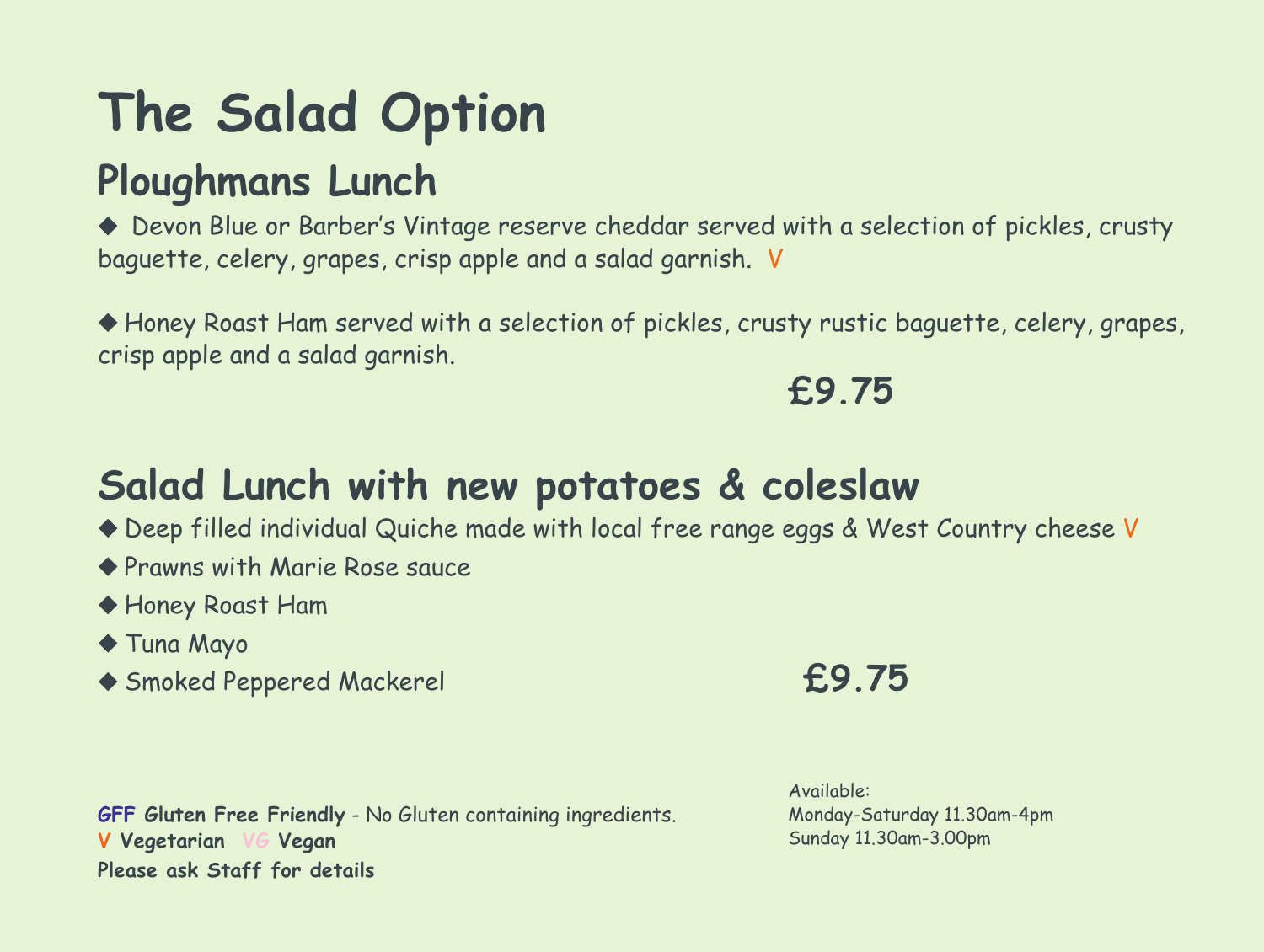# The Salad Option

## Ploughmans Lunch

◆ Devon Blue or Barber's Vintage reserve cheddar served with a selection of pickles, crusty baguette, celery, grapes, crisp apple and a salad garnish. V

◆ Honey Roast Ham served with a selection of pickles, crusty rustic baguette, celery, grapes, crisp apple and a salad garnish.

**£9.75**

## Salad Lunch with new potatoes & coleslaw

◆ Deep filled individual Quiche made with local free range eggs & West Country cheese V

◆ Prawns with Marie Rose sauce

◆ Honey Roast Ham

◆ Tuna Mayo

◆ Smoked Peppered Mackerel

**£9.75**

**GFF Gluten Free Friendly** - No Gluten containing ingredients.
**V Vegetarian VG Vegan**
**Please ask Staff for details**

Available:
Monday-Saturday 11.30am-4pm
Sunday 11.30am-3.00pm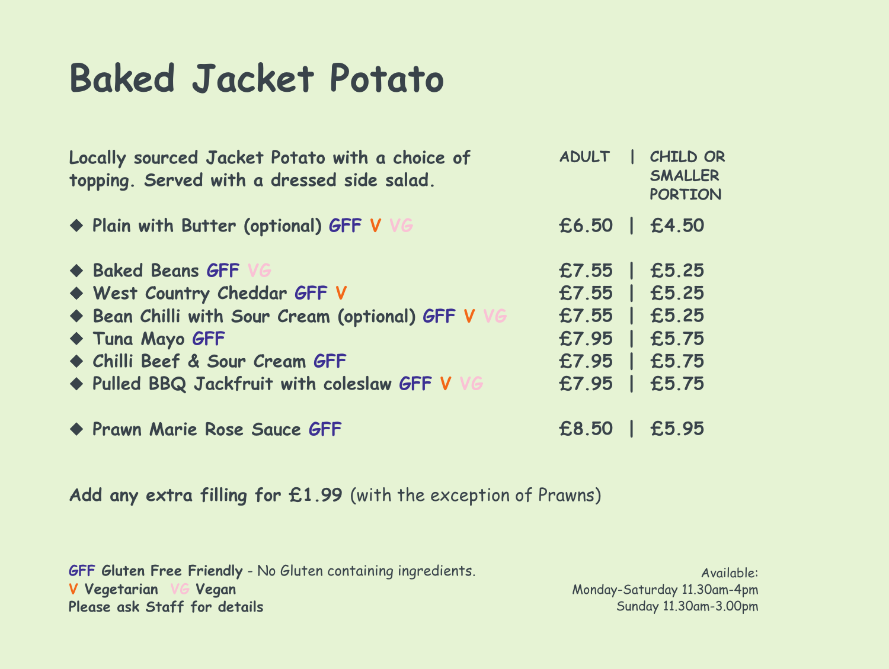# Baked Jacket Potato

| Locally sourced Jacket Potato with a choice of topping. Served with a dressed side salad. | ADULT | CHILD OR SMALLER PORTION |
|---|---|---|
| ◆ Plain with Butter (optional) GFF V VG | £6.50 | £4.50 |
| ◆ Baked Beans GFF VG | £7.55 | £5.25 |
| ◆ West Country Cheddar GFF V | £7.55 | £5.25 |
| ◆ Bean Chilli with Sour Cream (optional) GFF V VG | £7.55 | £5.25 |
| ◆ Tuna Mayo GFF | £7.95 | £5.75 |
| ◆ Chilli Beef & Sour Cream GFF | £7.95 | £5.75 |
| ◆ Pulled BBQ Jackfruit with coleslaw GFF V VG | £7.95 | £5.75 |
| ◆ Prawn Marie Rose Sauce GFF | £8.50 | £5.95 |

**Add any extra filling for £1.99** (with the exception of Prawns)

**GFF Gluten Free Friendly** - No Gluten containing ingredients.
**V Vegetarian** **VG Vegan**
**Please ask Staff for details**

Available:
Monday-Saturday 11.30am-4pm
Sunday 11.30am-3.00pm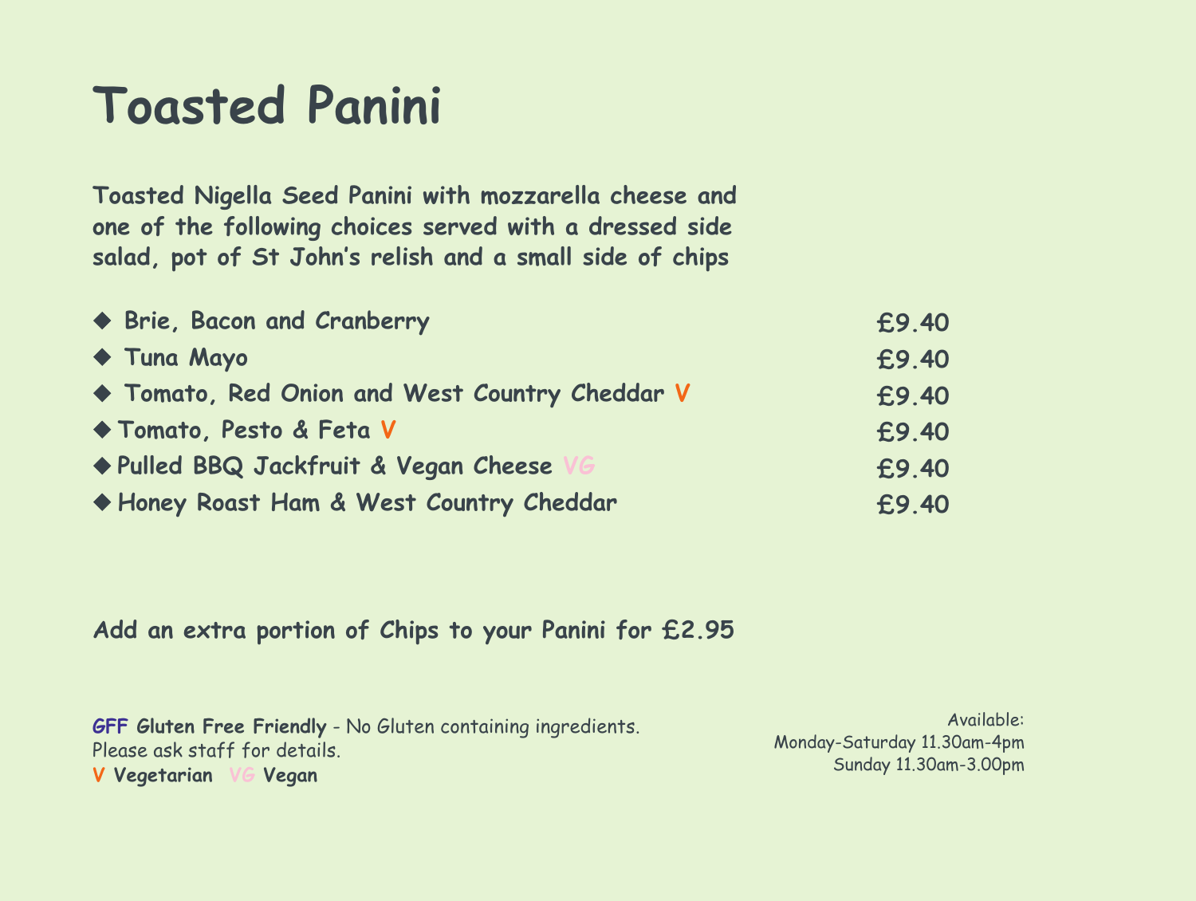# Toasted Panini

**Toasted Nigella Seed Panini with mozzarella cheese and one of the following choices served with a dressed side salad, pot of St John's relish and a small side of chips**

| Item | Price |
|---|---|
| ◆ Brie, Bacon and Cranberry | £9.40 |
| ◆ Tuna Mayo | £9.40 |
| ◆ Tomato, Red Onion and West Country Cheddar V | £9.40 |
| ◆ Tomato, Pesto & Feta V | £9.40 |
| ◆ Pulled BBQ Jackfruit & Vegan Cheese VG | £9.40 |
| ◆ Honey Roast Ham & West Country Cheddar | £9.40 |

**Add an extra portion of Chips to your Panini for £2.95**

**GFF Gluten Free Friendly** - No Gluten containing ingredients. Please ask staff for details.
**V Vegetarian VG Vegan**

Available:
Monday-Saturday 11.30am-4pm
Sunday 11.30am-3.00pm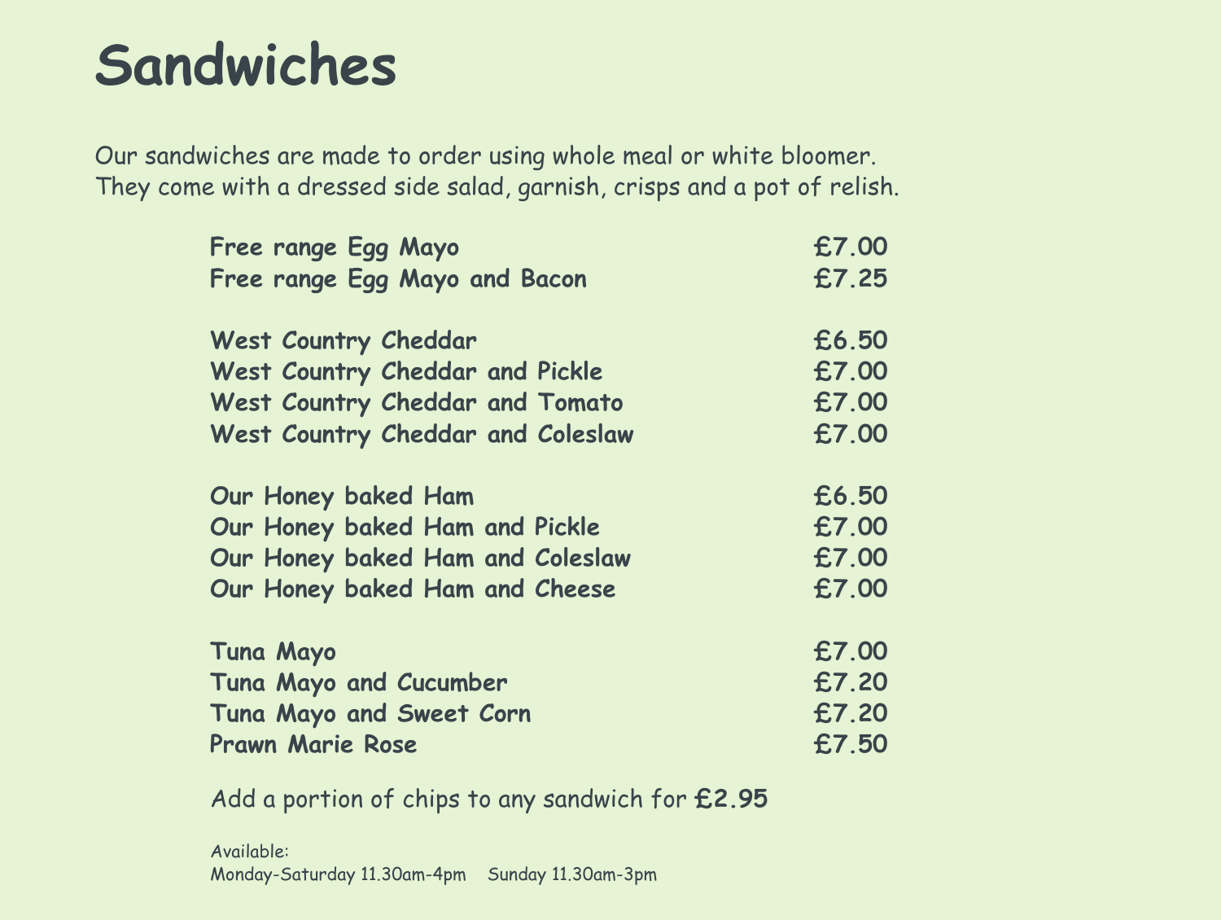# Sandwiches

Our sandwiches are made to order using whole meal or white bloomer.
They come with a dressed side salad, garnish, crisps and a pot of relish.

| | |
|---|---|
| **Free range Egg Mayo** | **£7.00** |
| **Free range Egg Mayo and Bacon** | **£7.25** |
| | |
| **West Country Cheddar** | **£6.50** |
| **West Country Cheddar and Pickle** | **£7.00** |
| **West Country Cheddar and Tomato** | **£7.00** |
| **West Country Cheddar and Coleslaw** | **£7.00** |
| | |
| **Our Honey baked Ham** | **£6.50** |
| **Our Honey baked Ham and Pickle** | **£7.00** |
| **Our Honey baked Ham and Coleslaw** | **£7.00** |
| **Our Honey baked Ham and Cheese** | **£7.00** |
| | |
| **Tuna Mayo** | **£7.00** |
| **Tuna Mayo and Cucumber** | **£7.20** |
| **Tuna Mayo and Sweet Corn** | **£7.20** |
| **Prawn Marie Rose** | **£7.50** |

Add a portion of chips to any sandwich for **£2.95**

Available:
Monday-Saturday 11.30am-4pm    Sunday 11.30am-3pm